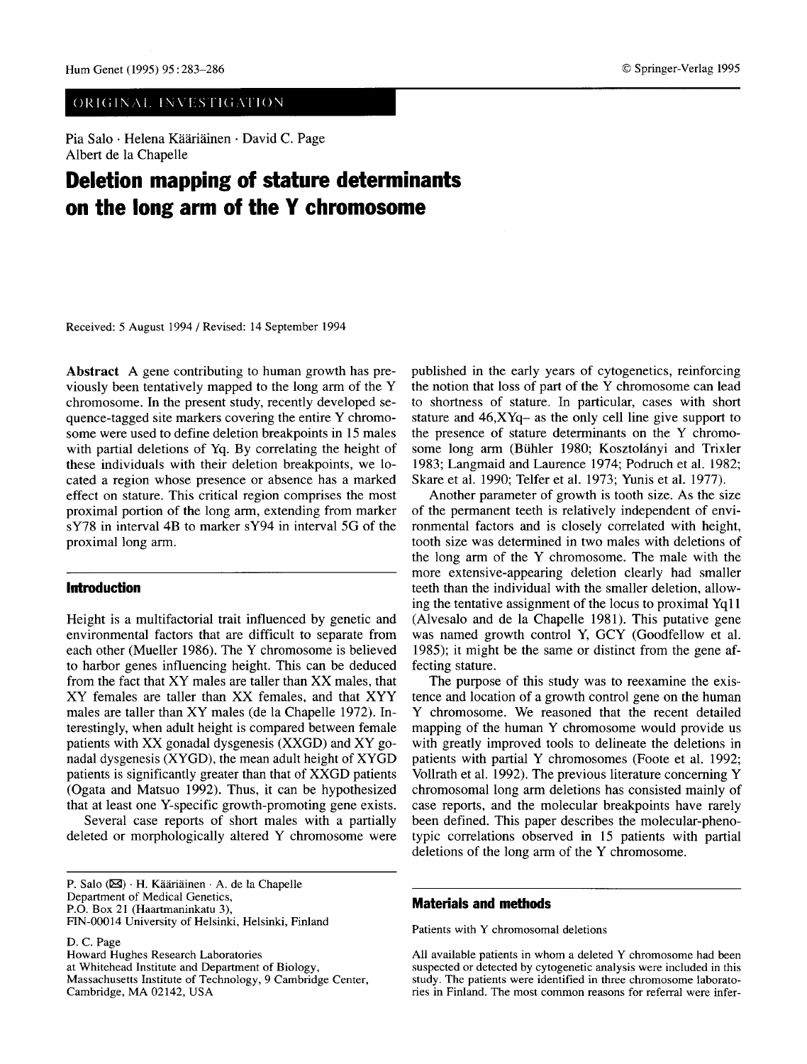ORIGINAL INVESTIGATION

Pia Salo · Helena Kääriäinen · David C. Page
Albert de la Chapelle

# Deletion mapping of stature determinants on the long arm of the Y chromosome

Received: 5 August 1994 / Revised: 14 September 1994

**Abstract** A gene contributing to human growth has previously been tentatively mapped to the long arm of the Y chromosome. In the present study, recently developed sequence-tagged site markers covering the entire Y chromosome were used to define deletion breakpoints in 15 males with partial deletions of Yq. By correlating the height of these individuals with their deletion breakpoints, we located a region whose presence or absence has a marked effect on stature. This critical region comprises the most proximal portion of the long arm, extending from marker sY78 in interval 4B to marker sY94 in interval 5G of the proximal long arm.

## Introduction

Height is a multifactorial trait influenced by genetic and environmental factors that are difficult to separate from each other (Mueller 1986). The Y chromosome is believed to harbor genes influencing height. This can be deduced from the fact that XY males are taller than XX males, that XY females are taller than XX females, and that XYY males are taller than XY males (de la Chapelle 1972). Interestingly, when adult height is compared between female patients with XX gonadal dysgenesis (XXGD) and XY gonadal dysgenesis (XYGD), the mean adult height of XYGD patients is significantly greater than that of XXGD patients (Ogata and Matsuo 1992). Thus, it can be hypothesized that at least one Y-specific growth-promoting gene exists.

Several case reports of short males with a partially deleted or morphologically altered Y chromosome were published in the early years of cytogenetics, reinforcing the notion that loss of part of the Y chromosome can lead to shortness of stature. In particular, cases with short stature and 46,XYq– as the only cell line give support to the presence of stature determinants on the Y chromosome long arm (Bühler 1980; Kosztolányi and Trixler 1983; Langmaid and Laurence 1974; Podruch et al. 1982; Skare et al. 1990; Telfer et al. 1973; Yunis et al. 1977).

Another parameter of growth is tooth size. As the size of the permanent teeth is relatively independent of environmental factors and is closely correlated with height, tooth size was determined in two males with deletions of the long arm of the Y chromosome. The male with the more extensive-appearing deletion clearly had smaller teeth than the individual with the smaller deletion, allowing the tentative assignment of the locus to proximal Yq11 (Alvesalo and de la Chapelle 1981). This putative gene was named growth control Y, GCY (Goodfellow et al. 1985); it might be the same or distinct from the gene affecting stature.

The purpose of this study was to reexamine the existence and location of a growth control gene on the human Y chromosome. We reasoned that the recent detailed mapping of the human Y chromosome would provide us with greatly improved tools to delineate the deletions in patients with partial Y chromosomes (Foote et al. 1992; Vollrath et al. 1992). The previous literature concerning Y chromosomal long arm deletions has consisted mainly of case reports, and the molecular breakpoints have rarely been defined. This paper describes the molecular-phenotypic correlations observed in 15 patients with partial deletions of the long arm of the Y chromosome.

## Materials and methods

### Patients with Y chromosomal deletions

All available patients in whom a deleted Y chromosome had been suspected or detected by cytogenetic analysis were included in this study. The patients were identified in three chromosome laboratories in Finland. The most common reasons for referral were infer-

P. Salo (✉) · H. Kääriäinen · A. de la Chapelle
Department of Medical Genetics,
P.O. Box 21 (Haartmaninkatu 3),
FIN-00014 University of Helsinki, Helsinki, Finland

D. C. Page
Howard Hughes Research Laboratories
at Whitehead Institute and Department of Biology,
Massachusetts Institute of Technology, 9 Cambridge Center,
Cambridge, MA 02142, USA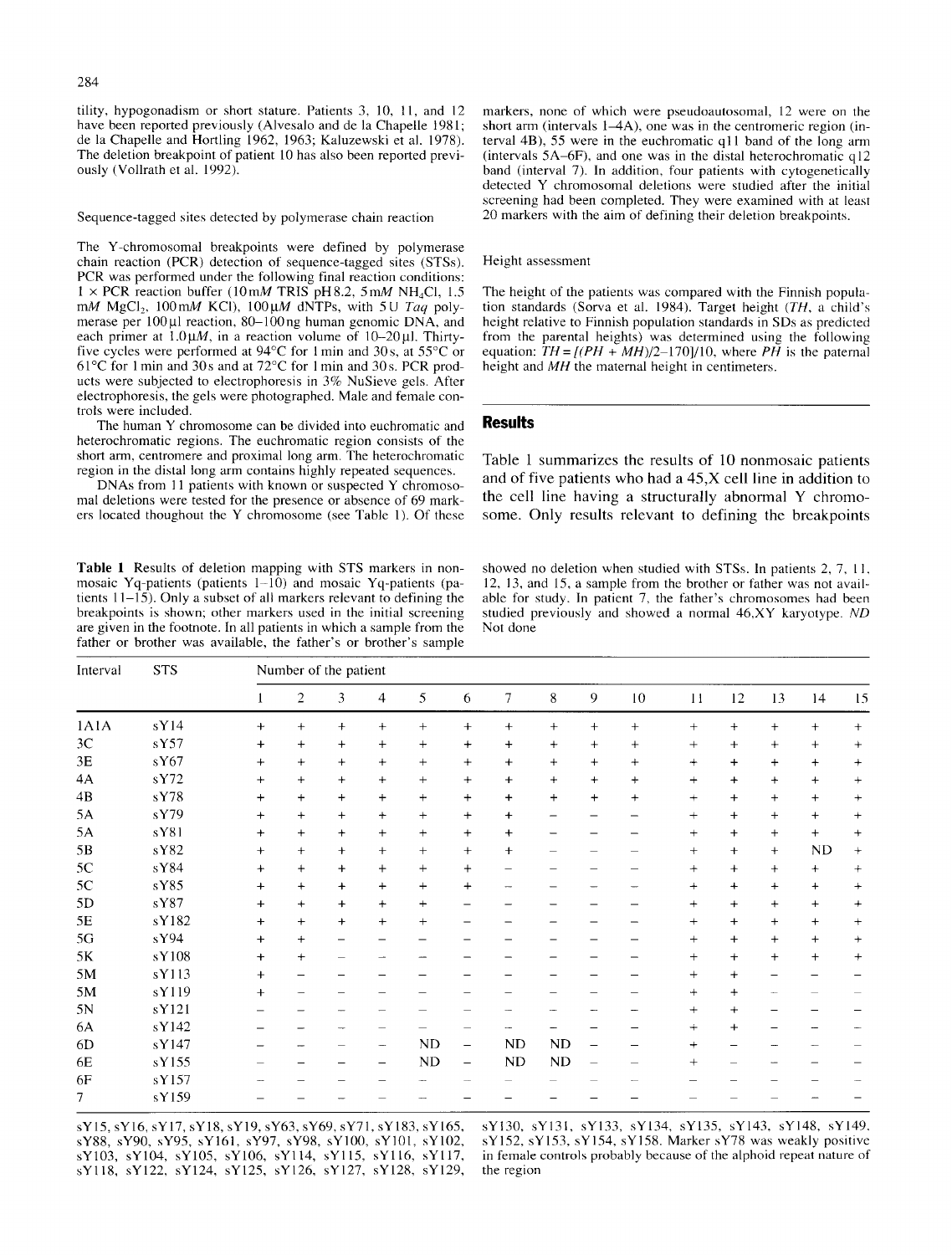tility, hypogonadism or short stature. Patients 3, 10, 11, and 12 have been reported previously (Alvesalo and de la Chapelle 1981; de la Chapelle and Hortling 1962, 1963; Kaluzewski et al. 1978). The deletion breakpoint of patient 10 has also been reported previously (Vollrath et al. 1992).

### Sequence-tagged sites detected by polymerase chain reaction

The Y-chromosomal breakpoints were defined by polymerase chain reaction (PCR) detection of sequence-tagged sites (STSs). PCR was performed under the following final reaction conditions: 1 × PCR reaction buffer (10 m*M* TRIS pH 8.2, 5 m*M* $NH_4Cl$, 1.5 m*M* $MgCl_2$, 100 m*M* KCl), 100 μ*M* dNTPs, with 5 U *Taq* polymerase per 100 μl reaction, 80–100 ng human genomic DNA, and each primer at 1.0 μ*M*, in a reaction volume of 10–20 μl. Thirty-five cycles were performed at 94°C for 1 min and 30 s, at 55°C or 61°C for 1 min and 30 s and at 72°C for 1 min and 30 s. PCR products were subjected to electrophoresis in 3% NuSieve gels. After electrophoresis, the gels were photographed. Male and female controls were included.

The human Y chromosome can be divided into euchromatic and heterochromatic regions. The euchromatic region consists of the short arm, centromere and proximal long arm. The heterochromatic region in the distal long arm contains highly repeated sequences.

DNAs from 11 patients with known or suspected Y chromosomal deletions were tested for the presence or absence of 69 markers located thoughout the Y chromosome (see Table 1). Of these markers, none of which were pseudoautosomal, 12 were on the short arm (intervals 1–4A), one was in the centromeric region (interval 4B), 55 were in the euchromatic q11 band of the long arm (intervals 5A–6F), and one was in the distal heterochromatic q12 band (interval 7). In addition, four patients with cytogenetically detected Y chromosomal deletions were studied after the initial screening had been completed. They were examined with at least 20 markers with the aim of defining their deletion breakpoints.

### Height assessment

The height of the patients was compared with the Finnish population standards (Sorva et al. 1984). Target height (*TH*, a child's height relative to Finnish population standards in SDs as predicted from the parental heights) was determined using the following equation: $TH = [(PH + MH)/2 - 170]/10$, where *PH* is the paternal height and *MH* the maternal height in centimeters.

## Results

Table 1 summarizes the results of 10 nonmosaic patients and of five patients who had a 45,X cell line in addition to the cell line having a structurally abnormal Y chromosome. Only results relevant to defining the breakpoints

**Table 1** Results of deletion mapping with STS markers in nonmosaic Yq-patients (patients 1–10) and mosaic Yq-patients (patients 11–15). Only a subset of all markers relevant to defining the breakpoints is shown; other markers used in the initial screening are given in the footnote. In all patients in which a sample from the father or brother was available, the father's or brother's sample showed no deletion when studied with STSs. In patients 2, 7, 11, 12, 13, and 15, a sample from the brother or father was not available for study. In patient 7, the father's chromosomes had been studied previously and showed a normal 46,XY karyotype. *ND* Not done

| Interval | STS | Number of the patient | | | | | | | | | | | | | | |
|---|---|---|---|---|---|---|---|---|---|---|---|---|---|---|---|---|
| | | 1 | 2 | 3 | 4 | 5 | 6 | 7 | 8 | 9 | 10 | 11 | 12 | 13 | 14 | 15 |
| 1A1A | sY14 | + | + | + | + | + | + | + | + | + | + | + | + | + | + | + |
| 3C | sY57 | + | + | + | + | + | + | + | + | + | + | + | + | + | + | + |
| 3E | sY67 | + | + | + | + | + | + | + | + | + | + | + | + | + | + | + |
| 4A | sY72 | + | + | + | + | + | + | + | + | + | + | + | + | + | + | + |
| 4B | sY78 | + | + | + | + | + | + | + | + | + | + | + | + | + | + | + |
| 5A | sY79 | + | + | + | + | + | + | + | – | – | – | + | + | + | + | + |
| 5A | sY81 | + | + | + | + | + | + | + | – | – | – | + | + | + | + | + |
| 5B | sY82 | + | + | + | + | + | + | + | – | – | – | + | + | + | ND | + |
| 5C | sY84 | + | + | + | + | + | + | – | – | – | – | + | + | + | + | + |
| 5C | sY85 | + | + | + | + | + | + | – | – | – | – | + | + | + | + | + |
| 5D | sY87 | + | + | + | + | + | – | – | – | – | – | + | + | + | + | + |
| 5E | sY182 | + | + | + | + | + | – | – | – | – | – | + | + | + | + | + |
| 5G | sY94 | + | + | – | – | – | – | – | – | – | – | + | + | + | + | + |
| 5K | sY108 | + | + | – | – | – | – | – | – | – | – | + | + | + | + | + |
| 5M | sY113 | + | – | – | – | – | – | – | – | – | – | + | + | – | – | – |
| 5M | sY119 | + | – | – | – | – | – | – | – | – | – | + | + | – | – | – |
| 5N | sY121 | – | – | – | – | – | – | – | – | – | – | + | + | – | – | – |
| 6A | sY142 | – | – | – | – | – | – | – | – | – | – | + | + | – | – | – |
| 6D | sY147 | – | – | – | – | ND | – | ND | ND | – | – | + | – | – | – | – |
| 6E | sY155 | – | – | – | – | ND | – | ND | ND | – | – | + | – | – | – | – |
| 6F | sY157 | – | – | – | – | – | – | – | – | – | – | – | – | – | – | – |
| 7 | sY159 | – | – | – | – | – | – | – | – | – | – | – | – | – | – | – |

sY15, sY16, sY17, sY18, sY19, sY63, sY69, sY71, sY183, sY165, sY88, sY90, sY95, sY161, sY97, sY98, sY100, sY101, sY102, sY103, sY104, sY105, sY106, sY114, sY115, sY116, sY117, sY118, sY122, sY124, sY125, sY126, sY127, sY128, sY129, sY130, sY131, sY133, sY134, sY135, sY143, sY148, sY149, sY152, sY153, sY154, sY158. Marker sY78 was weakly positive in female controls probably because of the alphoid repeat nature of the region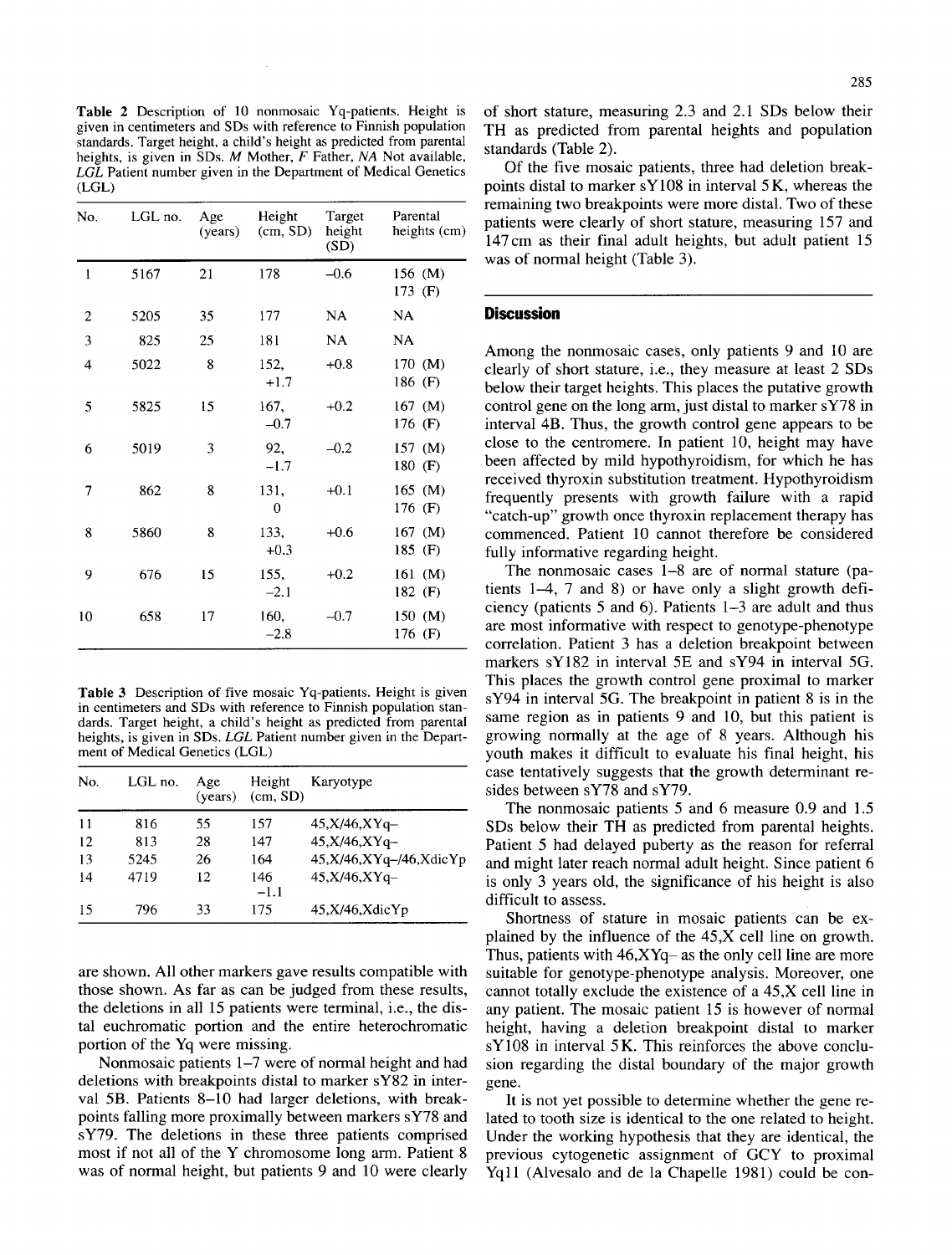**Table 2** Description of 10 nonmosaic Yq-patients. Height is given in centimeters and SDs with reference to Finnish population standards. Target height, a child's height as predicted from parental heights, is given in SDs. *M* Mother, *F* Father, *NA* Not available, *LGL* Patient number given in the Department of Medical Genetics (LGL)

| No. | LGL no. | Age (years) | Height (cm, SD) | Target height (SD) | Parental heights (cm) |
|---|---|---|---|---|---|
| 1 | 5167 | 21 | 178 | –0.6 | 156 (M) 173 (F) |
| 2 | 5205 | 35 | 177 | NA | NA |
| 3 | 825 | 25 | 181 | NA | NA |
| 4 | 5022 | 8 | 152, +1.7 | +0.8 | 170 (M) 186 (F) |
| 5 | 5825 | 15 | 167, –0.7 | +0.2 | 167 (M) 176 (F) |
| 6 | 5019 | 3 | 92, –1.7 | –0.2 | 157 (M) 180 (F) |
| 7 | 862 | 8 | 131, 0 | +0.1 | 165 (M) 176 (F) |
| 8 | 5860 | 8 | 133, +0.3 | +0.6 | 167 (M) 185 (F) |
| 9 | 676 | 15 | 155, –2.1 | +0.2 | 161 (M) 182 (F) |
| 10 | 658 | 17 | 160, –2.8 | –0.7 | 150 (M) 176 (F) |

**Table 3** Description of five mosaic Yq-patients. Height is given in centimeters and SDs with reference to Finnish population standards. Target height, a child's height as predicted from parental heights, is given in SDs. *LGL* Patient number given in the Department of Medical Genetics (LGL)

| No. | LGL no. | Age (years) | Height (cm, SD) | Karyotype |
|---|---|---|---|---|
| 11 | 816 | 55 | 157 | 45,X/46,XYq– |
| 12 | 813 | 28 | 147 | 45,X/46,XYq– |
| 13 | 5245 | 26 | 164 | 45,X/46,XYq–/46,XdicYp |
| 14 | 4719 | 12 | 146 –1.1 | 45,X/46,XYq– |
| 15 | 796 | 33 | 175 | 45,X/46,XdicYp |

are shown. All other markers gave results compatible with those shown. As far as can be judged from these results, the deletions in all 15 patients were terminal, i.e., the distal euchromatic portion and the entire heterochromatic portion of the Yq were missing.

Nonmosaic patients 1–7 were of normal height and had deletions with breakpoints distal to marker sY82 in interval 5B. Patients 8–10 had larger deletions, with breakpoints falling more proximally between markers sY78 and sY79. The deletions in these three patients comprised most if not all of the Y chromosome long arm. Patient 8 was of normal height, but patients 9 and 10 were clearly of short stature, measuring 2.3 and 2.1 SDs below their TH as predicted from parental heights and population standards (Table 2).

Of the five mosaic patients, three had deletion breakpoints distal to marker sY108 in interval 5K, whereas the remaining two breakpoints were more distal. Two of these patients were clearly of short stature, measuring 157 and 147 cm as their final adult heights, but adult patient 15 was of normal height (Table 3).

## Discussion

Among the nonmosaic cases, only patients 9 and 10 are clearly of short stature, i.e., they measure at least 2 SDs below their target heights. This places the putative growth control gene on the long arm, just distal to marker sY78 in interval 4B. Thus, the growth control gene appears to be close to the centromere. In patient 10, height may have been affected by mild hypothyroidism, for which he has received thyroxin substitution treatment. Hypothyroidism frequently presents with growth failure with a rapid "catch-up" growth once thyroxin replacement therapy has commenced. Patient 10 cannot therefore be considered fully informative regarding height.

The nonmosaic cases 1–8 are of normal stature (patients 1–4, 7 and 8) or have only a slight growth deficiency (patients 5 and 6). Patients 1–3 are adult and thus are most informative with respect to genotype-phenotype correlation. Patient 3 has a deletion breakpoint between markers sY182 in interval 5E and sY94 in interval 5G. This places the growth control gene proximal to marker sY94 in interval 5G. The breakpoint in patient 8 is in the same region as in patients 9 and 10, but this patient is growing normally at the age of 8 years. Although his youth makes it difficult to evaluate his final height, his case tentatively suggests that the growth determinant resides between sY78 and sY79.

The nonmosaic patients 5 and 6 measure 0.9 and 1.5 SDs below their TH as predicted from parental heights. Patient 5 had delayed puberty as the reason for referral and might later reach normal adult height. Since patient 6 is only 3 years old, the significance of his height is also difficult to assess.

Shortness of stature in mosaic patients can be explained by the influence of the 45,X cell line on growth. Thus, patients with 46,XYq– as the only cell line are more suitable for genotype-phenotype analysis. Moreover, one cannot totally exclude the existence of a 45,X cell line in any patient. The mosaic patient 15 is however of normal height, having a deletion breakpoint distal to marker sY108 in interval 5K. This reinforces the above conclusion regarding the distal boundary of the major growth gene.

It is not yet possible to determine whether the gene related to tooth size is identical to the one related to height. Under the working hypothesis that they are identical, the previous cytogenetic assignment of GCY to proximal Yq11 (Alvesalo and de la Chapelle 1981) could be con-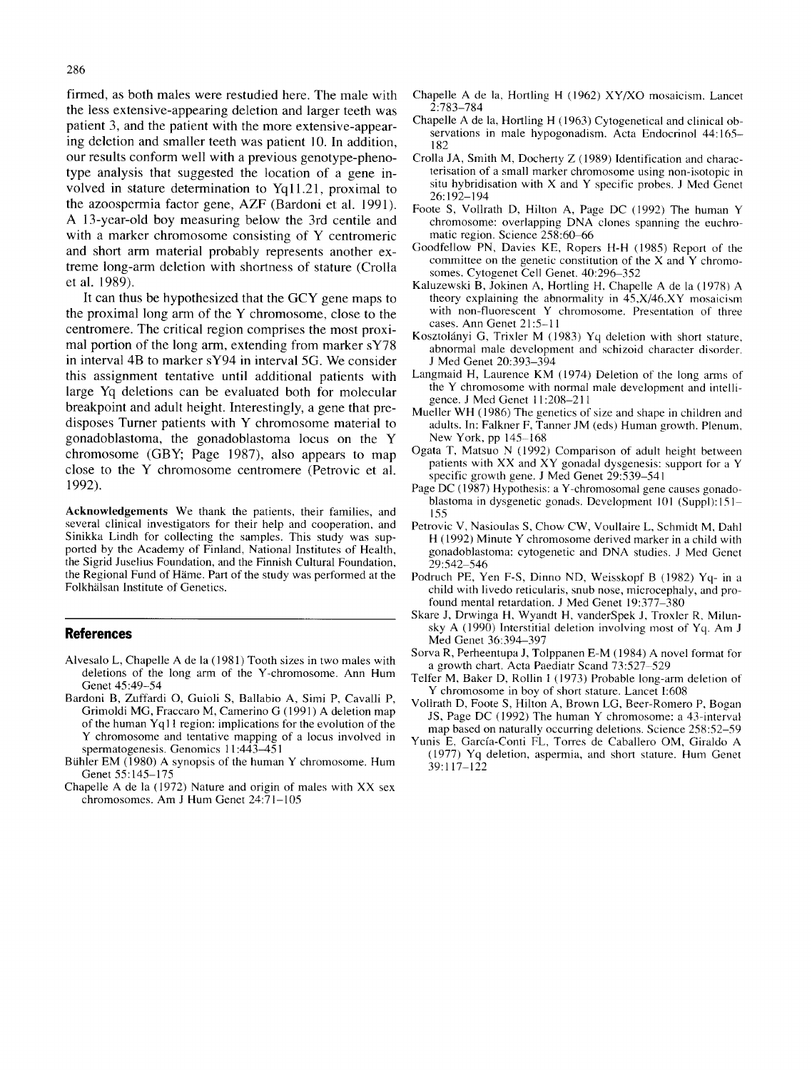firmed, as both males were restudied here. The male with the less extensive-appearing deletion and larger teeth was patient 3, and the patient with the more extensive-appearing deletion and smaller teeth was patient 10. In addition, our results conform well with a previous genotype-phenotype analysis that suggested the location of a gene involved in stature determination to Yq11.21, proximal to the azoospermia factor gene, AZF (Bardoni et al. 1991). A 13-year-old boy measuring below the 3rd centile and with a marker chromosome consisting of Y centromeric and short arm material probably represents another extreme long-arm deletion with shortness of stature (Crolla et al. 1989).

It can thus be hypothesized that the GCY gene maps to the proximal long arm of the Y chromosome, close to the centromere. The critical region comprises the most proximal portion of the long arm, extending from marker sY78 in interval 4B to marker sY94 in interval 5G. We consider this assignment tentative until additional patients with large Yq deletions can be evaluated both for molecular breakpoint and adult height. Interestingly, a gene that predisposes Turner patients with Y chromosome material to gonadoblastoma, the gonadoblastoma locus on the Y chromosome (GBY; Page 1987), also appears to map close to the Y chromosome centromere (Petrovic et al. 1992).

**Acknowledgements** We thank the patients, their families, and several clinical investigators for their help and cooperation, and Sinikka Lindh for collecting the samples. This study was supported by the Academy of Finland, National Institutes of Health, the Sigrid Juselius Foundation, and the Finnish Cultural Foundation, the Regional Fund of Häme. Part of the study was performed at the Folkhälsan Institute of Genetics.

## References

- Alvesalo L, Chapelle A de la (1981) Tooth sizes in two males with deletions of the long arm of the Y-chromosome. Ann Hum Genet 45:49–54
- Bardoni B, Zuffardi O, Guioli S, Ballabio A, Simi P, Cavalli P, Grimoldi MG, Fraccaro M, Camerino G (1991) A deletion map of the human Yq11 region: implications for the evolution of the Y chromosome and tentative mapping of a locus involved in spermatogenesis. Genomics 11:443–451
- Bühler EM (1980) A synopsis of the human Y chromosome. Hum Genet 55:145–175
- Chapelle A de la (1972) Nature and origin of males with XX sex chromosomes. Am J Hum Genet 24:71–105
- Chapelle A de la, Hortling H (1962) XY/XO mosaicism. Lancet 2:783–784
- Chapelle A de la, Hortling H (1963) Cytogenetical and clinical observations in male hypogonadism. Acta Endocrinol 44:165–182
- Crolla JA, Smith M, Docherty Z (1989) Identification and characterisation of a small marker chromosome using non-isotopic in situ hybridisation with X and Y specific probes. J Med Genet 26:192–194
- Foote S, Vollrath D, Hilton A, Page DC (1992) The human Y chromosome: overlapping DNA clones spanning the euchromatic region. Science 258:60–66
- Goodfellow PN, Davies KE, Ropers H-H (1985) Report of the committee on the genetic constitution of the X and Y chromosomes. Cytogenet Cell Genet. 40:296–352
- Kaluzewski B, Jokinen A, Hortling H, Chapelle A de la (1978) A theory explaining the abnormality in 45,X/46,XY mosaicism with non-fluorescent Y chromosome. Presentation of three cases. Ann Genet 21:5–11
- Kosztolányi G, Trixler M (1983) Yq deletion with short stature, abnormal male development and schizoid character disorder. J Med Genet 20:393–394
- Langmaid H, Laurence KM (1974) Deletion of the long arms of the Y chromosome with normal male development and intelligence. J Med Genet 11:208–211
- Mueller WH (1986) The genetics of size and shape in children and adults. In: Falkner F, Tanner JM (eds) Human growth. Plenum, New York, pp 145–168
- Ogata T, Matsuo N (1992) Comparison of adult height between patients with XX and XY gonadal dysgenesis: support for a Y specific growth gene. J Med Genet 29:539–541
- Page DC (1987) Hypothesis: a Y-chromosomal gene causes gonadoblastoma in dysgenetic gonads. Development 101 (Suppl):151–155
- Petrovic V, Nasioulas S, Chow CW, Voullaire L, Schmidt M, Dahl H (1992) Minute Y chromosome derived marker in a child with gonadoblastoma: cytogenetic and DNA studies. J Med Genet 29:542–546
- Podruch PE, Yen F-S, Dinno ND, Weisskopf B (1982) Yq- in a child with livedo reticularis, snub nose, microcephaly, and profound mental retardation. J Med Genet 19:377–380
- Skare J, Drwinga H, Wyandt H, vanderSpek J, Troxler R, Milunsky A (1990) Interstitial deletion involving most of Yq. Am J Med Genet 36:394–397
- Sorva R, Perheentupa J, Tolppanen E-M (1984) A novel format for a growth chart. Acta Paediatr Scand 73:527–529
- Telfer M, Baker D, Rollin I (1973) Probable long-arm deletion of Y chromosome in boy of short stature. Lancet I:608
- Vollrath D, Foote S, Hilton A, Brown LG, Beer-Romero P, Bogan JS, Page DC (1992) The human Y chromosome: a 43-interval map based on naturally occurring deletions. Science 258:52–59
- Yunis E, García-Conti FL, Torres de Caballero OM, Giraldo A (1977) Yq deletion, aspermia, and short stature. Hum Genet 39:117–122